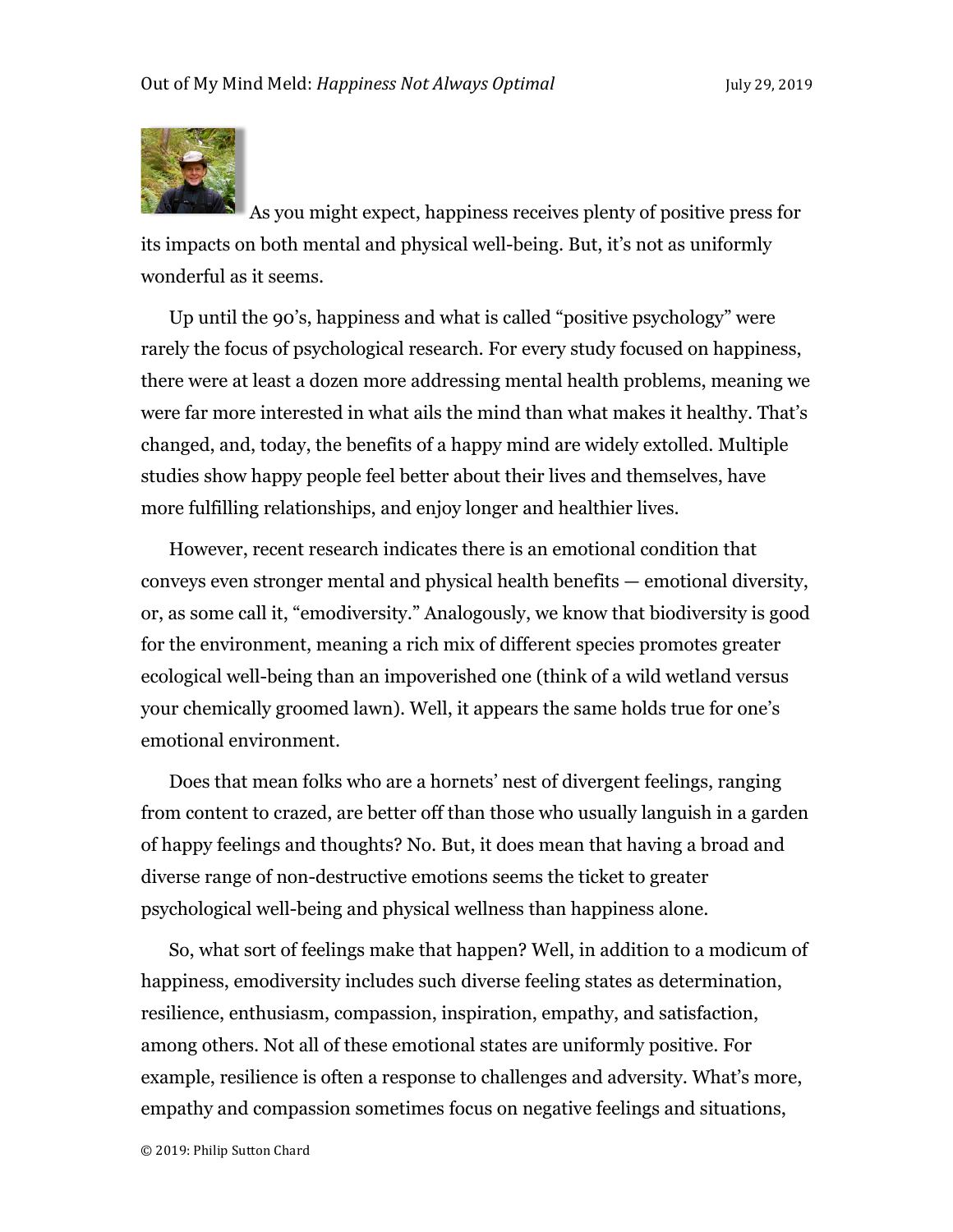As you might expect, happiness receives plenty of positive press for its impacts on both mental and physical well-being. But, it's not as uniformly wonderful as it seems.

Up until the 90's, happiness and what is called "positive psychology" were rarely the focus of psychological research. For every study focused on happiness, there were at least a dozen more addressing mental health problems, meaning we were far more interested in what ails the mind than what makes it healthy. That's changed, and, today, the benefits of a happy mind are widely extolled. Multiple studies show happy people feel better about their lives and themselves, have more fulfilling relationships, and enjoy longer and healthier lives.

However, recent research indicates there is an emotional condition that conveys even stronger mental and physical health benefits — emotional diversity, or, as some call it, "emodiversity." Analogously, we know that biodiversity is good for the environment, meaning a rich mix of different species promotes greater ecological well-being than an impoverished one (think of a wild wetland versus your chemically groomed lawn). Well, it appears the same holds true for one's emotional environment.

Does that mean folks who are a hornets' nest of divergent feelings, ranging from content to crazed, are better off than those who usually languish in a garden of happy feelings and thoughts? No. But, it does mean that having a broad and diverse range of non-destructive emotions seems the ticket to greater psychological well-being and physical wellness than happiness alone.

So, what sort of feelings make that happen? Well, in addition to a modicum of happiness, emodiversity includes such diverse feeling states as determination, resilience, enthusiasm, compassion, inspiration, empathy, and satisfaction, among others. Not all of these emotional states are uniformly positive. For example, resilience is often a response to challenges and adversity. What's more, empathy and compassion sometimes focus on negative feelings and situations,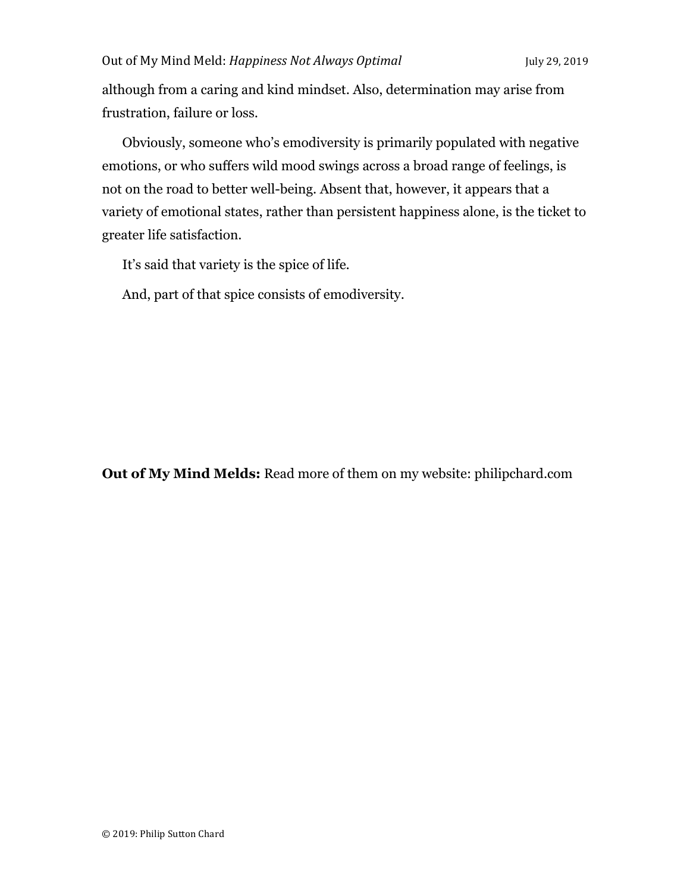although from a caring and kind mindset. Also, determination may arise from frustration, failure or loss.

Obviously, someone who's emodiversity is primarily populated with negative emotions, or who suffers wild mood swings across a broad range of feelings, is not on the road to better well-being. Absent that, however, it appears that a variety of emotional states, rather than persistent happiness alone, is the ticket to greater life satisfaction.

It's said that variety is the spice of life.

And, part of that spice consists of emodiversity.

**Out of My Mind Melds:** Read more of them on my website: philipchard.com

© 2019: Philip Sutton Chard